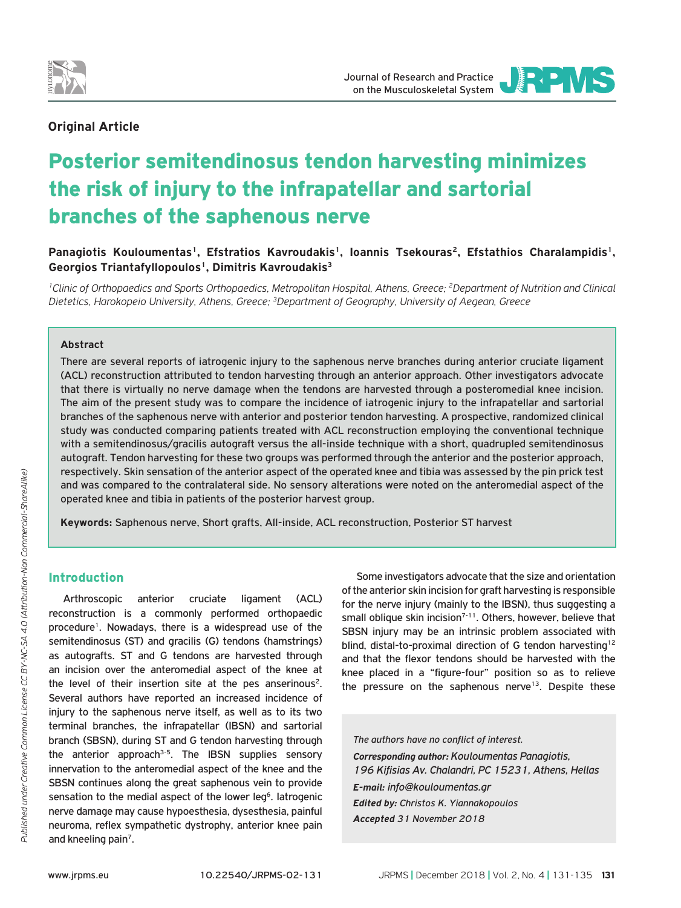**Original Article**

# Posterior semitendinosus tendon harvesting minimizes the risk of injury to the infrapatellar and sartorial branches of the saphenous nerve

**Panagiotis Kouloumentas[1], Efstratios Kavroudakis[1], Ioannis Tsekouras[2], Efstathios Charalampidis[1], Georgios Triantafyllopoulos[1], Dimitris Kavroudakis[3]**

*[1]Clinic of Orthopaedics and Sports Orthopaedics, Metropolitan Hospital, Athens, Greece; [2]Department of Nutrition and Clinical Dietetics, Harokopeio University, Athens, Greece; [3]Department of Geography, University of Aegean, Greece*

### Abstract

There are several reports of iatrogenic injury to the saphenous nerve branches during anterior cruciate ligament (ACL) reconstruction attributed to tendon harvesting through an anterior approach. Other investigators advocate that there is virtually no nerve damage when the tendons are harvested through a posteromedial knee incision. The aim of the present study was to compare the incidence of iatrogenic injury to the infrapatellar and sartorial branches of the saphenous nerve with anterior and posterior tendon harvesting. A prospective, randomized clinical study was conducted comparing patients treated with ACL reconstruction employing the conventional technique with a semitendinosus/gracilis autograft versus the all-inside technique with a short, quadrupled semitendinosus autograft. Tendon harvesting for these two groups was performed through the anterior and the posterior approach, respectively. Skin sensation of the anterior aspect of the operated knee and tibia was assessed by the pin prick test and was compared to the contralateral side. No sensory alterations were noted on the anteromedial aspect of the operated knee and tibia in patients of the posterior harvest group.

**Keywords:** Saphenous nerve, Short grafts, All-inside, ACL reconstruction, Posterior ST harvest

## Introduction

Arthroscopic anterior cruciate ligament (ACL) reconstruction is a commonly performed orthopaedic procedure[1]. Nowadays, there is a widespread use of the semitendinosus (ST) and gracilis (G) tendons (hamstrings) as autografts. ST and G tendons are harvested through an incision over the anteromedial aspect of the knee at the level of their insertion site at the pes anserinous[2]. Several authors have reported an increased incidence of injury to the saphenous nerve itself, as well as to its two terminal branches, the infrapatellar (IBSN) and sartorial branch (SBSN), during ST and G tendon harvesting through the anterior approach[3-5]. The IBSN supplies sensory innervation to the anteromedial aspect of the knee and the SBSN continues along the great saphenous vein to provide sensation to the medial aspect of the lower leg[6]. Iatrogenic nerve damage may cause hypoesthesia, dysesthesia, painful neuroma, reflex sympathetic dystrophy, anterior knee pain and kneeling pain[7].

Some investigators advocate that the size and orientation of the anterior skin incision for graft harvesting is responsible for the nerve injury (mainly to the IBSN), thus suggesting a small oblique skin incision[7-11]. Others, however, believe that SBSN injury may be an intrinsic problem associated with blind, distal-to-proximal direction of G tendon harvesting[12] and that the flexor tendons should be harvested with the knee placed in a "figure-four" position so as to relieve the pressure on the saphenous nerve[13]. Despite these

*The authors have no conflict of interest.*

***Corresponding author:*** *Kouloumentas Panagiotis, 196 Kifisias Av. Chalandri, PC 15231, Athens, Hellas*

***E-mail:*** *info@kouloumentas.gr*

***Edited by:*** *Christos K. Yiannakopoulos*

***Accepted*** *31 November 2018*

*Published under Creative Common License CC BY-NC-SA 4.0 (Attribution-Non Commercial-ShareAlike)*

www.jrpms.eu 10.22540/JRPMS-02-131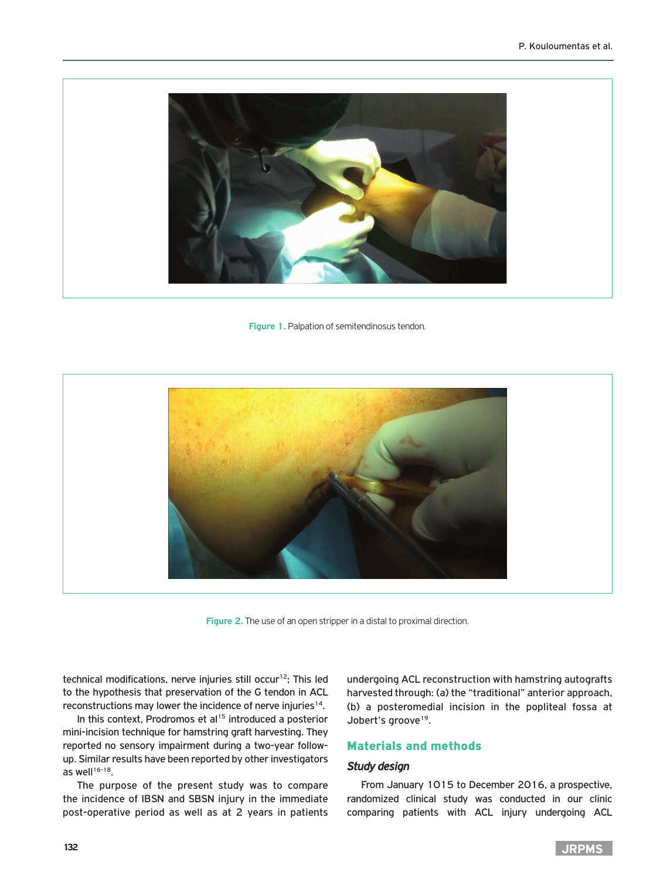Figure 1. Palpation of semitendinosus tendon.

Figure 2. The use of an open stripper in a distal to proximal direction.

technical modifications, nerve injuries still occur[12]; This led to the hypothesis that preservation of the G tendon in ACL reconstructions may lower the incidence of nerve injuries[14].

In this context, Prodromos et al[15] introduced a posterior mini-incision technique for hamstring graft harvesting. They reported no sensory impairment during a two-year follow-up. Similar results have been reported by other investigators as well[16-18].

The purpose of the present study was to compare the incidence of IBSN and SBSN injury in the immediate post-operative period as well as at 2 years in patients undergoing ACL reconstruction with hamstring autografts harvested through: (a) the "traditional" anterior approach, (b) a posteromedial incision in the popliteal fossa at Jobert's groove[19].

## Materials and methods

### *Study design*

From January 1015 to December 2016, a prospective, randomized clinical study was conducted in our clinic comparing patients with ACL injury undergoing ACL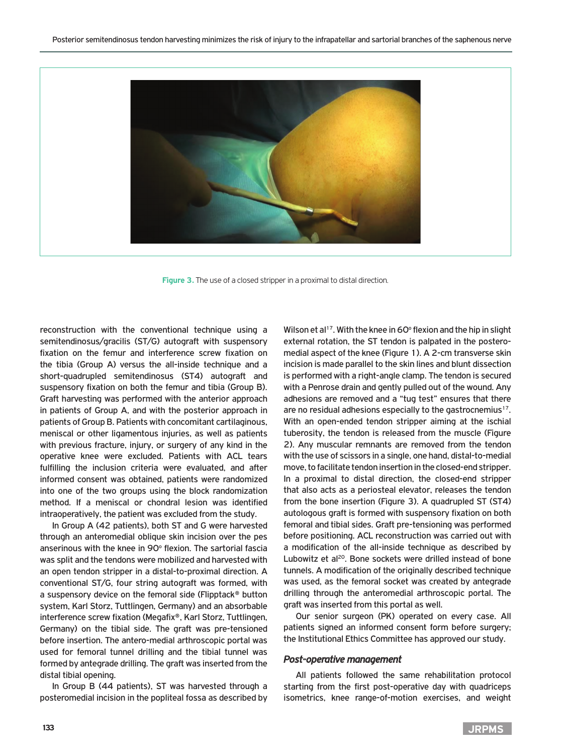Figure 3. The use of a closed stripper in a proximal to distal direction.

reconstruction with the conventional technique using a semitendinosus/gracilis (ST/G) autograft with suspensory fixation on the femur and interference screw fixation on the tibia (Group A) versus the all-inside technique and a short-quadrupled semitendinosus (ST4) autograft and suspensory fixation on both the femur and tibia (Group B). Graft harvesting was performed with the anterior approach in patients of Group A, and with the posterior approach in patients of Group B. Patients with concomitant cartilaginous, meniscal or other ligamentous injuries, as well as patients with previous fracture, injury, or surgery of any kind in the operative knee were excluded. Patients with ACL tears fulfilling the inclusion criteria were evaluated, and after informed consent was obtained, patients were randomized into one of the two groups using the block randomization method. If a meniscal or chondral lesion was identified intraoperatively, the patient was excluded from the study.

In Group A (42 patients), both ST and G were harvested through an anteromedial oblique skin incision over the pes anserinous with the knee in 90° flexion. The sartorial fascia was split and the tendons were mobilized and harvested with an open tendon stripper in a distal-to-proximal direction. A conventional ST/G, four string autograft was formed, with a suspensory device on the femoral side (Flipptack® button system, Karl Storz, Tuttlingen, Germany) and an absorbable interference screw fixation (Megafix®, Karl Storz, Tuttlingen, Germany) on the tibial side. The graft was pre-tensioned before insertion. The antero-medial arthroscopic portal was used for femoral tunnel drilling and the tibial tunnel was formed by antegrade drilling. The graft was inserted from the distal tibial opening.

In Group B (44 patients), ST was harvested through a posteromedial incision in the popliteal fossa as described by Wilson et al[17]. With the knee in 60° flexion and the hip in slight external rotation, the ST tendon is palpated in the postero-medial aspect of the knee (Figure 1). A 2-cm transverse skin incision is made parallel to the skin lines and blunt dissection is performed with a right-angle clamp. The tendon is secured with a Penrose drain and gently pulled out of the wound. Any adhesions are removed and a "tug test" ensures that there are no residual adhesions especially to the gastrocnemius[17]. With an open-ended tendon stripper aiming at the ischial tuberosity, the tendon is released from the muscle (Figure 2). Any muscular remnants are removed from the tendon with the use of scissors in a single, one hand, distal-to-medial move, to facilitate tendon insertion in the closed-end stripper. In a proximal to distal direction, the closed-end stripper that also acts as a periosteal elevator, releases the tendon from the bone insertion (Figure 3). A quadrupled ST (ST4) autologous graft is formed with suspensory fixation on both femoral and tibial sides. Graft pre-tensioning was performed before positioning. ACL reconstruction was carried out with a modification of the all-inside technique as described by Lubowitz et al[20]. Bone sockets were drilled instead of bone tunnels. A modification of the originally described technique was used, as the femoral socket was created by antegrade drilling through the anteromedial arthroscopic portal. The graft was inserted from this portal as well.

Our senior surgeon (PK) operated on every case. All patients signed an informed consent form before surgery; the Institutional Ethics Committee has approved our study.

### *Post-operative management*

All patients followed the same rehabilitation protocol starting from the first post-operative day with quadriceps isometrics, knee range-of-motion exercises, and weight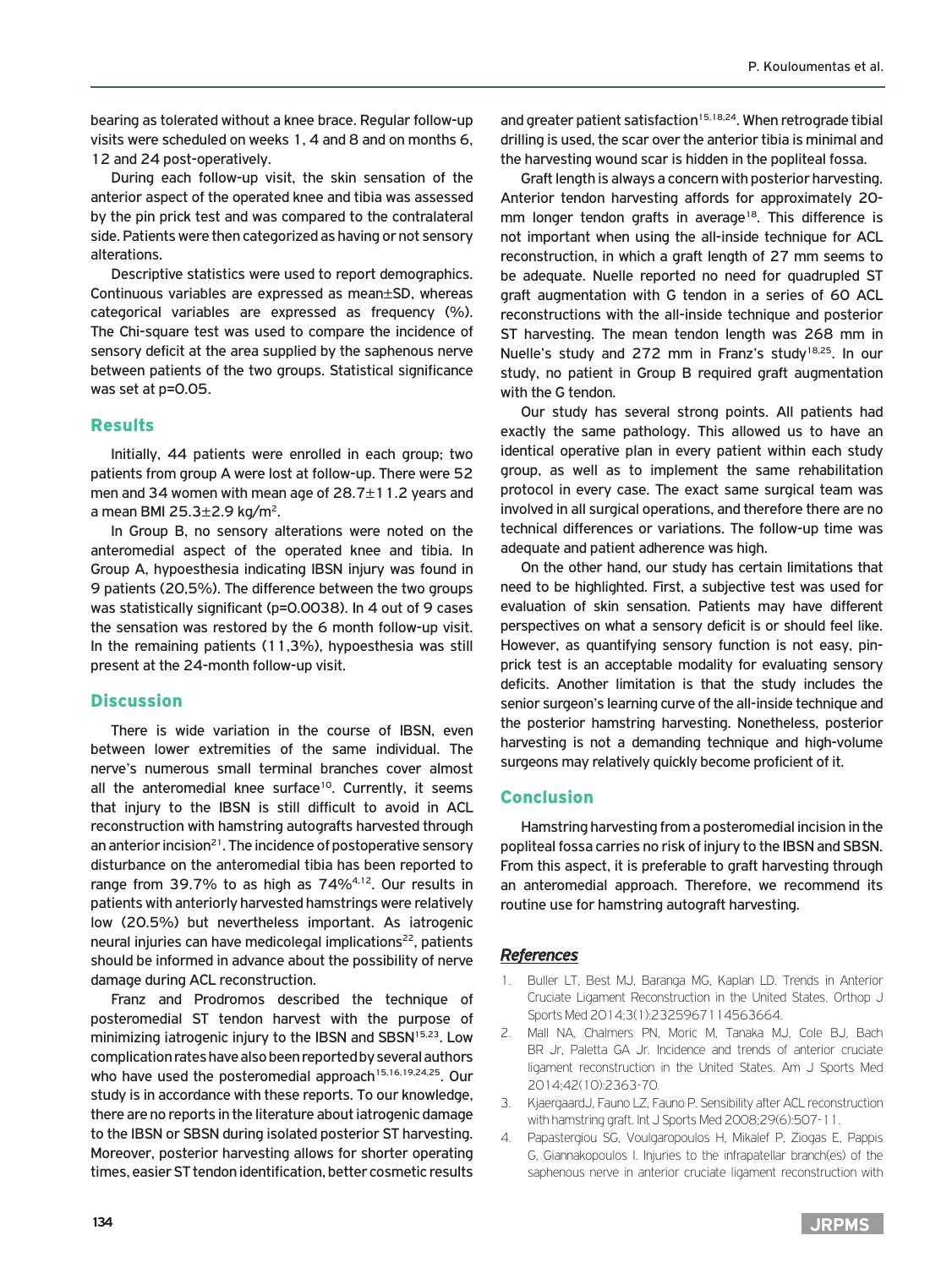bearing as tolerated without a knee brace. Regular follow-up visits were scheduled on weeks 1, 4 and 8 and on months 6, 12 and 24 post-operatively.

During each follow-up visit, the skin sensation of the anterior aspect of the operated knee and tibia was assessed by the pin prick test and was compared to the contralateral side. Patients were then categorized as having or not sensory alterations.

Descriptive statistics were used to report demographics. Continuous variables are expressed as mean±SD, whereas categorical variables are expressed as frequency (%). The Chi-square test was used to compare the incidence of sensory deficit at the area supplied by the saphenous nerve between patients of the two groups. Statistical significance was set at p=0.05.

## Results

Initially, 44 patients were enrolled in each group; two patients from group A were lost at follow-up. There were 52 men and 34 women with mean age of 28.7±11.2 years and a mean BMI 25.3±2.9 kg/m$^2$.

In Group B, no sensory alterations were noted on the anteromedial aspect of the operated knee and tibia. In Group A, hypoesthesia indicating IBSN injury was found in 9 patients (20,5%). The difference between the two groups was statistically significant (p=0.0038). In 4 out of 9 cases the sensation was restored by the 6 month follow-up visit. In the remaining patients (11,3%), hypoesthesia was still present at the 24-month follow-up visit.

## Discussion

There is wide variation in the course of IBSN, even between lower extremities of the same individual. The nerve's numerous small terminal branches cover almost all the anteromedial knee surface[10]. Currently, it seems that injury to the IBSN is still difficult to avoid in ACL reconstruction with hamstring autografts harvested through an anterior incision[21]. The incidence of postoperative sensory disturbance on the anteromedial tibia has been reported to range from 39.7% to as high as 74%[4,12]. Our results in patients with anteriorly harvested hamstrings were relatively low (20.5%) but nevertheless important. As iatrogenic neural injuries can have medicolegal implications[22], patients should be informed in advance about the possibility of nerve damage during ACL reconstruction.

Franz and Prodromos described the technique of posteromedial ST tendon harvest with the purpose of minimizing iatrogenic injury to the IBSN and SBSN[15,23]. Low complication rates have also been reported by several authors who have used the posteromedial approach[15,16,19,24,25]. Our study is in accordance with these reports. To our knowledge, there are no reports in the literature about iatrogenic damage to the IBSN or SBSN during isolated posterior ST harvesting. Moreover, posterior harvesting allows for shorter operating times, easier ST tendon identification, better cosmetic results and greater patient satisfaction[15,18,24]. When retrograde tibial drilling is used, the scar over the anterior tibia is minimal and the harvesting wound scar is hidden in the popliteal fossa.

Graft length is always a concern with posterior harvesting. Anterior tendon harvesting affords for approximately 20-mm longer tendon grafts in average[18]. This difference is not important when using the all-inside technique for ACL reconstruction, in which a graft length of 27 mm seems to be adequate. Nuelle reported no need for quadrupled ST graft augmentation with G tendon in a series of 60 ACL reconstructions with the all-inside technique and posterior ST harvesting. The mean tendon length was 268 mm in Nuelle's study and 272 mm in Franz's study[18,25]. In our study, no patient in Group B required graft augmentation with the G tendon.

Our study has several strong points. All patients had exactly the same pathology. This allowed us to have an identical operative plan in every patient within each study group, as well as to implement the same rehabilitation protocol in every case. The exact same surgical team was involved in all surgical operations, and therefore there are no technical differences or variations. The follow-up time was adequate and patient adherence was high.

On the other hand, our study has certain limitations that need to be highlighted. First, a subjective test was used for evaluation of skin sensation. Patients may have different perspectives on what a sensory deficit is or should feel like. However, as quantifying sensory function is not easy, pin-prick test is an acceptable modality for evaluating sensory deficits. Another limitation is that the study includes the senior surgeon's learning curve of the all-inside technique and the posterior hamstring harvesting. Nonetheless, posterior harvesting is not a demanding technique and high-volume surgeons may relatively quickly become proficient of it.

## Conclusion

Hamstring harvesting from a posteromedial incision in the popliteal fossa carries no risk of injury to the IBSN and SBSN. From this aspect, it is preferable to graft harvesting through an anteromedial approach. Therefore, we recommend its routine use for hamstring autograft harvesting.

## *References*

1. Buller LT, Best MJ, Baranga MG, Kaplan LD. Trends in Anterior Cruciate Ligament Reconstruction in the United States. Orthop J Sports Med 2014;3(1):2325967114563664.
2. Mall NA, Chalmers PN, Moric M, Tanaka MJ, Cole BJ, Bach BR Jr, Paletta GA Jr. Incidence and trends of anterior cruciate ligament reconstruction in the United States. Am J Sports Med 2014;42(10):2363-70.
3. KjaergaardJ, Fauno LZ, Fauno P. Sensibility after ACL reconstruction with hamstring graft. Int J Sports Med 2008;29(6):507-11.
4. Papastergiou SG, Voulgaropoulos H, Mikalef P, Ziogas E, Pappis G, Giannakopoulos I. Injuries to the infrapatellar branch(es) of the saphenous nerve in anterior cruciate ligament reconstruction with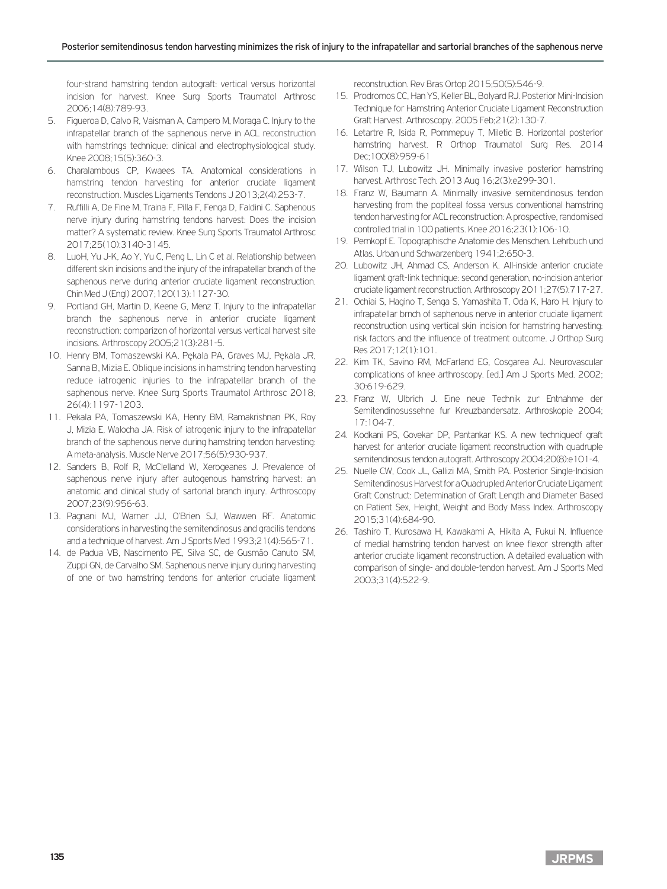four-strand hamstring tendon autograft: vertical versus horizontal incision for harvest. Knee Surg Sports Traumatol Arthrosc 2006;14(8):789-93.

5. Figueroa D, Calvo R, Vaisman A, Campero M, Moraga C. Injury to the infrapatellar branch of the saphenous nerve in ACL reconstruction with hamstrings technique: clinical and electrophysiological study. Knee 2008;15(5):360-3.
6. Charalambous CP, Kwaees TA. Anatomical considerations in hamstring tendon harvesting for anterior cruciate ligament reconstruction. Muscles Ligaments Tendons J 2013;2(4):253-7.
7. Ruffilli A, De Fine M, Traina F, Pilla F, Fenga D, Faldini C. Saphenous nerve injury during hamstring tendons harvest: Does the incision matter? A systematic review. Knee Surg Sports Traumatol Arthrosc 2017;25(10):3140-3145.
8. LuoH, Yu J-K, Ao Y, Yu C, Peng L, Lin C et al. Relationship between different skin incisions and the injury of the infrapatellar branch of the saphenous nerve during anterior cruciate ligament reconstruction. Chin Med J (Engl) 2007;120(13):1127-30.
9. Portland GH, Martin D, Keene G, Menz T. Injury to the infrapatellar branch the saphenous nerve in anterior cruciate ligament reconstruction: comparizon of horizontal versus vertical harvest site incisions. Arthroscopy 2005;21(3):281-5.
10. Henry BM, Tomaszewski KA, Pękala PA, Graves MJ, Pękala JR, Sanna B, Mizia E. Oblique incisions in hamstring tendon harvesting reduce iatrogenic injuries to the infrapatellar branch of the saphenous nerve. Knee Surg Sports Traumatol Arthrosc 2018; 26(4):1197-1203.
11. Pekala PA, Tomaszewski KA, Henry BM, Ramakrishnan PK, Roy J, Mizia E, Walocha JA. Risk of iatrogenic injury to the infrapatellar branch of the saphenous nerve during hamstring tendon harvesting: A meta-analysis. Muscle Nerve 2017;56(5):930-937.
12. Sanders B, Rolf R, McClelland W, Xerogeanes J. Prevalence of saphenous nerve injury after autogenous hamstring harvest: an anatomic and clinical study of sartorial branch injury. Arthroscopy 2007;23(9):956-63.
13. Pagnani MJ, Warner JJ, O'Brien SJ, Wawwen RF. Anatomic considerations in harvesting the semitendinosus and gracilis tendons and a technique of harvest. Am J Sports Med 1993;21(4):565-71.
14. de Padua VB, Nascimento PE, Silva SC, de Gusmão Canuto SM, Zuppi GN, de Carvalho SM. Saphenous nerve injury during harvesting of one or two hamstring tendons for anterior cruciate ligament reconstruction. Rev Bras Ortop 2015;50(5):546-9.
15. Prodromos CC, Han YS, Keller BL, Bolyard RJ. Posterior Mini-Incision Technique for Hamstring Anterior Cruciate Ligament Reconstruction Graft Harvest. Arthroscopy. 2005 Feb;21(2):130-7.
16. Letartre R, Isida R, Pommepuy T, Miletic B. Horizontal posterior hamstring harvest. R Orthop Traumatol Surg Res. 2014 Dec;100(8):959-61
17. Wilson TJ, Lubowitz JH. Minimally invasive posterior hamstring harvest. Arthrosc Tech. 2013 Aug 16;2(3):e299-301.
18. Franz W, Baumann A. Minimally invasive semitendinosus tendon harvesting from the popliteal fossa versus conventional hamstring tendon harvesting for ACL reconstruction: A prospective, randomised controlled trial in 100 patients. Knee 2016;23(1):106-10.
19. Pernkopf E. Topographische Anatomie des Menschen. Lehrbuch und Atlas. Urban und Schwarzenberg 1941;2:650-3.
20. Lubowitz JH, Ahmad CS, Anderson K. All-inside anterior cruciate ligament graft-link technique: second generation, no-incision anterior cruciate ligament reconstruction. Arthroscopy 2011;27(5):717-27.
21. Ochiai S, Hagino T, Senga S, Yamashita T, Oda K, Haro H. Injury to infrapatellar brnch of saphenous nerve in anterior cruciate ligament reconstruction using vertical skin incision for hamstring harvesting: risk factors and the influence of treatment outcome. J Orthop Surg Res 2017;12(1):101.
22. Kim TK, Savino RM, McFarland EG, Cosgarea AJ. Neurovascular complications of knee arthroscopy. [ed.] Am J Sports Med. 2002; 30:619-629.
23. Franz W, Ulbrich J. Eine neue Technik zur Entnahme der Semitendinosussehne fur Kreuzbandersatz. Arthroskopie 2004; 17:104-7.
24. Kodkani PS, Govekar DP, Pantankar KS. A new techniqueof graft harvest for anterior cruciate ligament reconstruction with quadruple semitendinosus tendon autograft. Arthroscopy 2004;20(8):e101-4.
25. Nuelle CW, Cook JL, Gallizi MA, Smith PA. Posterior Single-Incision Semitendinosus Harvest for a Quadrupled Anterior Cruciate Ligament Graft Construct: Determination of Graft Length and Diameter Based on Patient Sex, Height, Weight and Body Mass Index. Arthroscopy 2015;31(4):684-90.
26. Tashiro T, Kurosawa H, Kawakami A, Hikita A, Fukui N. Influence of medial hamstring tendon harvest on knee flexor strength after anterior cruciate ligament reconstruction. A detailed evaluation with comparison of single- and double-tendon harvest. Am J Sports Med 2003;31(4):522-9.